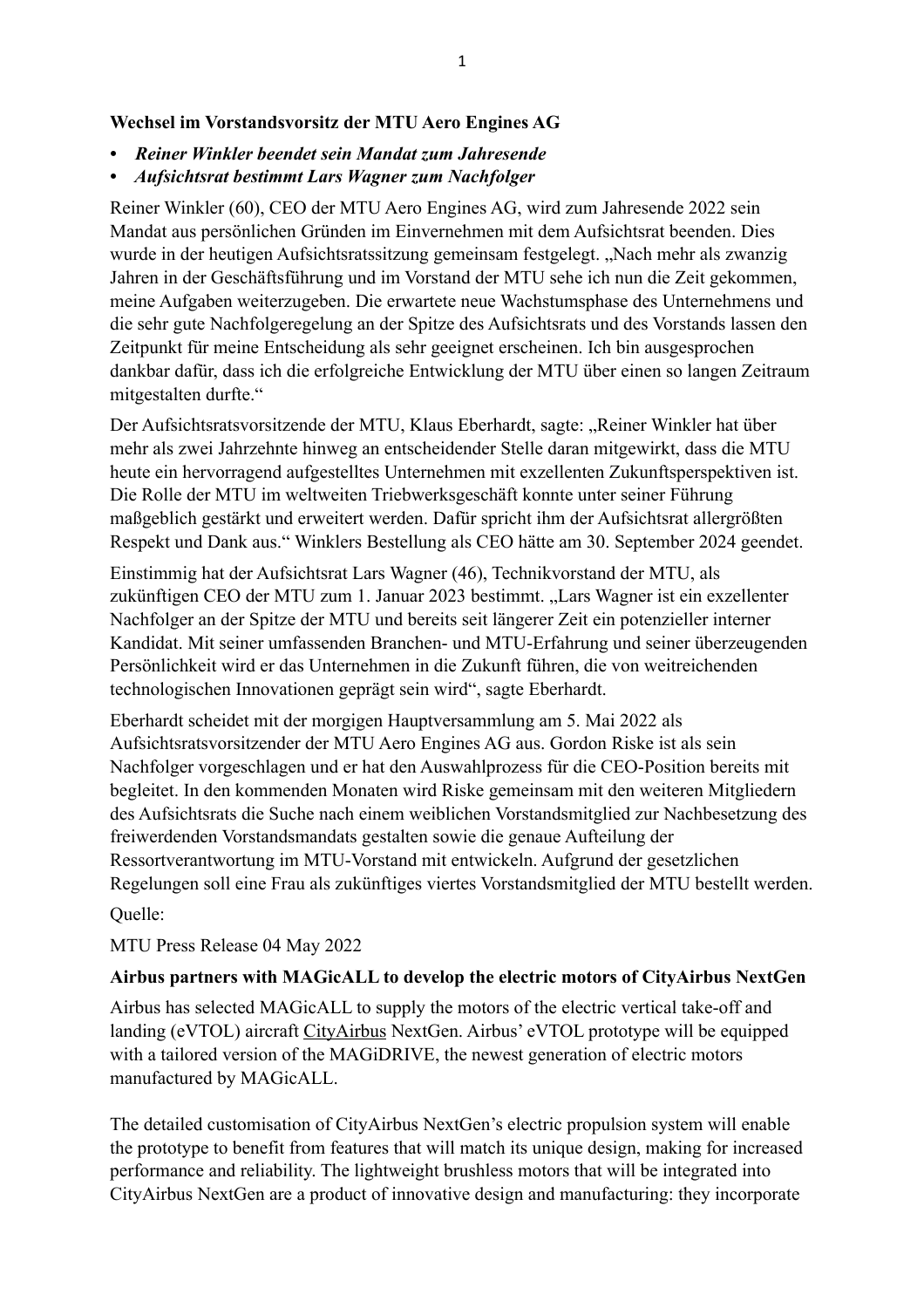**Wechsel im Vorstandsvorsitz der MTU Aero Engines AG**

- ***Reiner Winkler beendet sein Mandat zum Jahresende***
- ***Aufsichtsrat bestimmt Lars Wagner zum Nachfolger***

Reiner Winkler (60), CEO der MTU Aero Engines AG, wird zum Jahresende 2022 sein Mandat aus persönlichen Gründen im Einvernehmen mit dem Aufsichtsrat beenden. Dies wurde in der heutigen Aufsichtsratssitzung gemeinsam festgelegt. „Nach mehr als zwanzig Jahren in der Geschäftsführung und im Vorstand der MTU sehe ich nun die Zeit gekommen, meine Aufgaben weiterzugeben. Die erwartete neue Wachstumsphase des Unternehmens und die sehr gute Nachfolgeregelung an der Spitze des Aufsichtsrats und des Vorstands lassen den Zeitpunkt für meine Entscheidung als sehr geeignet erscheinen. Ich bin ausgesprochen dankbar dafür, dass ich die erfolgreiche Entwicklung der MTU über einen so langen Zeitraum mitgestalten durfte."

Der Aufsichtsratsvorsitzende der MTU, Klaus Eberhardt, sagte: „Reiner Winkler hat über mehr als zwei Jahrzehnte hinweg an entscheidender Stelle daran mitgewirkt, dass die MTU heute ein hervorragend aufgestelltes Unternehmen mit exzellenten Zukunftsperspektiven ist. Die Rolle der MTU im weltweiten Triebwerksgeschäft konnte unter seiner Führung maßgeblich gestärkt und erweitert werden. Dafür spricht ihm der Aufsichtsrat allergrößten Respekt und Dank aus." Winklers Bestellung als CEO hätte am 30. September 2024 geendet.

Einstimmig hat der Aufsichtsrat Lars Wagner (46), Technikvorstand der MTU, als zukünftigen CEO der MTU zum 1. Januar 2023 bestimmt. „Lars Wagner ist ein exzellenter Nachfolger an der Spitze der MTU und bereits seit längerer Zeit ein potenzieller interner Kandidat. Mit seiner umfassenden Branchen- und MTU-Erfahrung und seiner überzeugenden Persönlichkeit wird er das Unternehmen in die Zukunft führen, die von weitreichenden technologischen Innovationen geprägt sein wird", sagte Eberhardt.

Eberhardt scheidet mit der morgigen Hauptversammlung am 5. Mai 2022 als Aufsichtsratsvorsitzender der MTU Aero Engines AG aus. Gordon Riske ist als sein Nachfolger vorgeschlagen und er hat den Auswahlprozess für die CEO-Position bereits mit begleitet. In den kommenden Monaten wird Riske gemeinsam mit den weiteren Mitgliedern des Aufsichtsrats die Suche nach einem weiblichen Vorstandsmitglied zur Nachbesetzung des freiwerdenden Vorstandsmandats gestalten sowie die genaue Aufteilung der Ressortverantwortung im MTU-Vorstand mit entwickeln. Aufgrund der gesetzlichen Regelungen soll eine Frau als zukünftiges viertes Vorstandsmitglied der MTU bestellt werden.

Quelle:

MTU Press Release 04 May 2022

**Airbus partners with MAGicALL to develop the electric motors of CityAirbus NextGen**

Airbus has selected MAGicALL to supply the motors of the electric vertical take-off and landing (eVTOL) aircraft CityAirbus NextGen. Airbus' eVTOL prototype will be equipped with a tailored version of the MAGiDRIVE, the newest generation of electric motors manufactured by MAGicALL.

The detailed customisation of CityAirbus NextGen's electric propulsion system will enable the prototype to benefit from features that will match its unique design, making for increased performance and reliability. The lightweight brushless motors that will be integrated into CityAirbus NextGen are a product of innovative design and manufacturing: they incorporate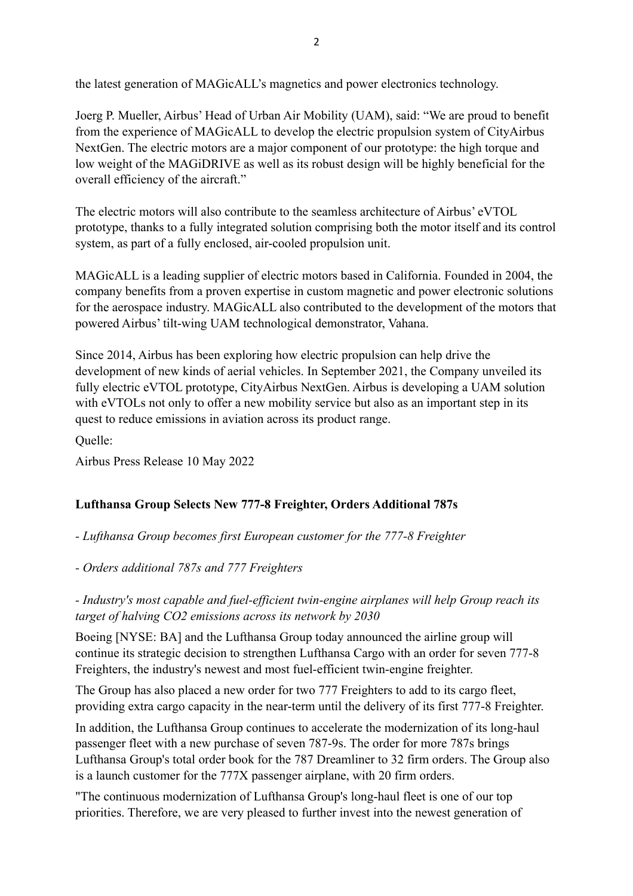the latest generation of MAGicALL's magnetics and power electronics technology.

Joerg P. Mueller, Airbus' Head of Urban Air Mobility (UAM), said: "We are proud to benefit from the experience of MAGicALL to develop the electric propulsion system of CityAirbus NextGen. The electric motors are a major component of our prototype: the high torque and low weight of the MAGiDRIVE as well as its robust design will be highly beneficial for the overall efficiency of the aircraft."

The electric motors will also contribute to the seamless architecture of Airbus' eVTOL prototype, thanks to a fully integrated solution comprising both the motor itself and its control system, as part of a fully enclosed, air-cooled propulsion unit.

MAGicALL is a leading supplier of electric motors based in California. Founded in 2004, the company benefits from a proven expertise in custom magnetic and power electronic solutions for the aerospace industry. MAGicALL also contributed to the development of the motors that powered Airbus' tilt-wing UAM technological demonstrator, Vahana.

Since 2014, Airbus has been exploring how electric propulsion can help drive the development of new kinds of aerial vehicles. In September 2021, the Company unveiled its fully electric eVTOL prototype, CityAirbus NextGen. Airbus is developing a UAM solution with eVTOLs not only to offer a new mobility service but also as an important step in its quest to reduce emissions in aviation across its product range.

Quelle:

Airbus Press Release 10 May 2022

**Lufthansa Group Selects New 777-8 Freighter, Orders Additional 787s**

*- Lufthansa Group becomes first European customer for the 777-8 Freighter*

*- Orders additional 787s and 777 Freighters*

*- Industry's most capable and fuel-efficient twin-engine airplanes will help Group reach its target of halving CO2 emissions across its network by 2030*

Boeing [NYSE: BA] and the Lufthansa Group today announced the airline group will continue its strategic decision to strengthen Lufthansa Cargo with an order for seven 777-8 Freighters, the industry's newest and most fuel-efficient twin-engine freighter.

The Group has also placed a new order for two 777 Freighters to add to its cargo fleet, providing extra cargo capacity in the near-term until the delivery of its first 777-8 Freighter.

In addition, the Lufthansa Group continues to accelerate the modernization of its long-haul passenger fleet with a new purchase of seven 787-9s. The order for more 787s brings Lufthansa Group's total order book for the 787 Dreamliner to 32 firm orders. The Group also is a launch customer for the 777X passenger airplane, with 20 firm orders.

"The continuous modernization of Lufthansa Group's long-haul fleet is one of our top priorities. Therefore, we are very pleased to further invest into the newest generation of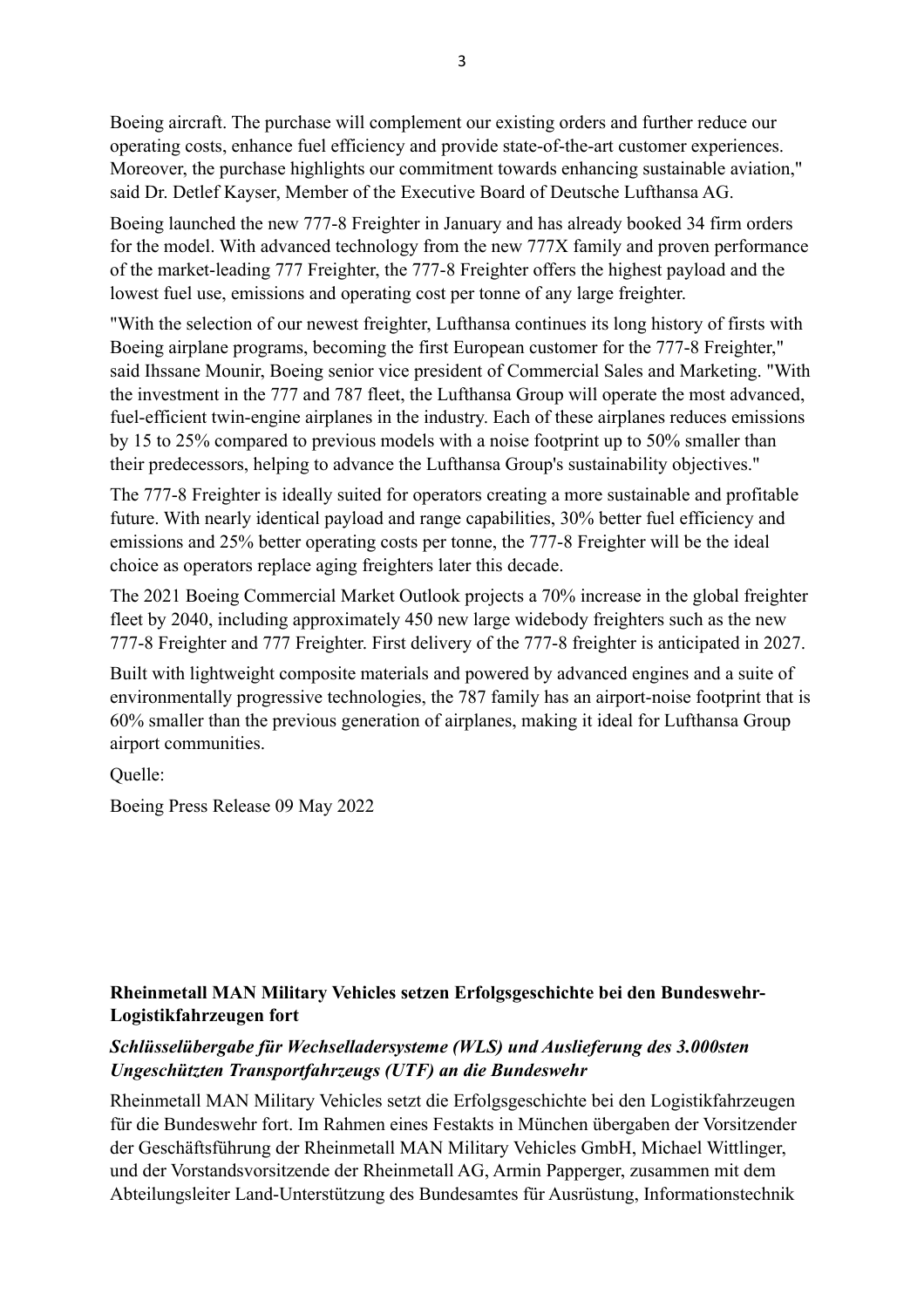Boeing aircraft. The purchase will complement our existing orders and further reduce our operating costs, enhance fuel efficiency and provide state-of-the-art customer experiences. Moreover, the purchase highlights our commitment towards enhancing sustainable aviation," said Dr. Detlef Kayser, Member of the Executive Board of Deutsche Lufthansa AG.

Boeing launched the new 777-8 Freighter in January and has already booked 34 firm orders for the model. With advanced technology from the new 777X family and proven performance of the market-leading 777 Freighter, the 777-8 Freighter offers the highest payload and the lowest fuel use, emissions and operating cost per tonne of any large freighter.

"With the selection of our newest freighter, Lufthansa continues its long history of firsts with Boeing airplane programs, becoming the first European customer for the 777-8 Freighter," said Ihssane Mounir, Boeing senior vice president of Commercial Sales and Marketing. "With the investment in the 777 and 787 fleet, the Lufthansa Group will operate the most advanced, fuel-efficient twin-engine airplanes in the industry. Each of these airplanes reduces emissions by 15 to 25% compared to previous models with a noise footprint up to 50% smaller than their predecessors, helping to advance the Lufthansa Group's sustainability objectives."

The 777-8 Freighter is ideally suited for operators creating a more sustainable and profitable future. With nearly identical payload and range capabilities, 30% better fuel efficiency and emissions and 25% better operating costs per tonne, the 777-8 Freighter will be the ideal choice as operators replace aging freighters later this decade.

The 2021 Boeing Commercial Market Outlook projects a 70% increase in the global freighter fleet by 2040, including approximately 450 new large widebody freighters such as the new 777-8 Freighter and 777 Freighter. First delivery of the 777-8 freighter is anticipated in 2027.

Built with lightweight composite materials and powered by advanced engines and a suite of environmentally progressive technologies, the 787 family has an airport-noise footprint that is 60% smaller than the previous generation of airplanes, making it ideal for Lufthansa Group airport communities.

Quelle:

Boeing Press Release 09 May 2022

## Rheinmetall MAN Military Vehicles setzen Erfolgsgeschichte bei den Bundeswehr-Logistikfahrzeugen fort

### *Schlüsselübergabe für Wechselladersysteme (WLS) und Auslieferung des 3.000sten Ungeschützten Transportfahrzeugs (UTF) an die Bundeswehr*

Rheinmetall MAN Military Vehicles setzt die Erfolgsgeschichte bei den Logistikfahrzeugen für die Bundeswehr fort. Im Rahmen eines Festakts in München übergaben der Vorsitzender der Geschäftsführung der Rheinmetall MAN Military Vehicles GmbH, Michael Wittlinger, und der Vorstandsvorsitzende der Rheinmetall AG, Armin Papperger, zusammen mit dem Abteilungsleiter Land-Unterstützung des Bundesamtes für Ausrüstung, Informationstechnik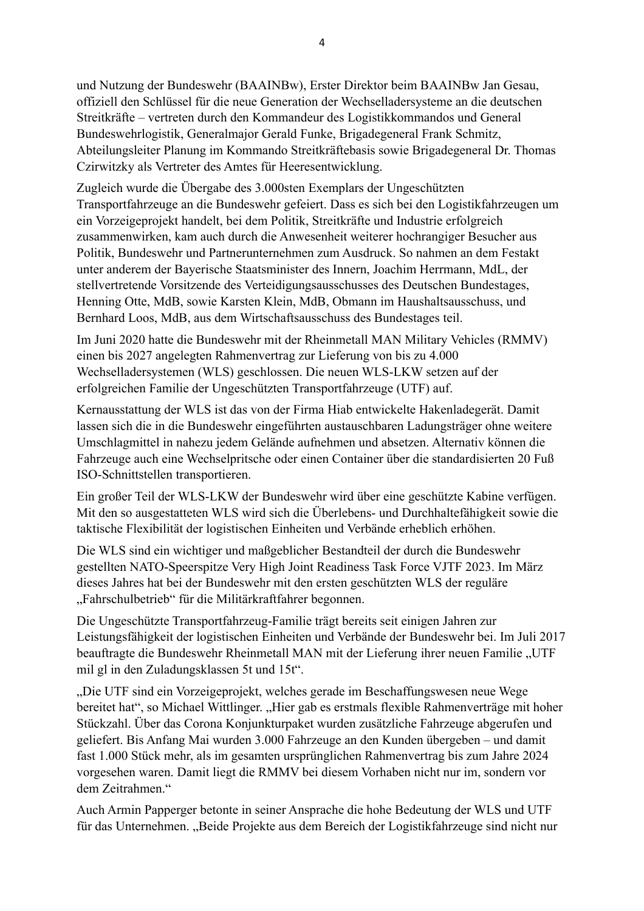und Nutzung der Bundeswehr (BAAINBw), Erster Direktor beim BAAINBw Jan Gesau, offiziell den Schlüssel für die neue Generation der Wechselladersysteme an die deutschen Streitkräfte – vertreten durch den Kommandeur des Logistikkommandos und General Bundeswehrlogistik, Generalmajor Gerald Funke, Brigadegeneral Frank Schmitz, Abteilungsleiter Planung im Kommando Streitkräftebasis sowie Brigadegeneral Dr. Thomas Czirwitzky als Vertreter des Amtes für Heeresentwicklung.

Zugleich wurde die Übergabe des 3.000sten Exemplars der Ungeschützten Transportfahrzeuge an die Bundeswehr gefeiert. Dass es sich bei den Logistikfahrzeugen um ein Vorzeigeprojekt handelt, bei dem Politik, Streitkräfte und Industrie erfolgreich zusammenwirken, kam auch durch die Anwesenheit weiterer hochrangiger Besucher aus Politik, Bundeswehr und Partnerunternehmen zum Ausdruck. So nahmen an dem Festakt unter anderem der Bayerische Staatsminister des Innern, Joachim Herrmann, MdL, der stellvertretende Vorsitzende des Verteidigungsausschusses des Deutschen Bundestages, Henning Otte, MdB, sowie Karsten Klein, MdB, Obmann im Haushaltsausschuss, und Bernhard Loos, MdB, aus dem Wirtschaftsausschuss des Bundestages teil.

Im Juni 2020 hatte die Bundeswehr mit der Rheinmetall MAN Military Vehicles (RMMV) einen bis 2027 angelegten Rahmenvertrag zur Lieferung von bis zu 4.000 Wechselladersystemen (WLS) geschlossen. Die neuen WLS-LKW setzen auf der erfolgreichen Familie der Ungeschützten Transportfahrzeuge (UTF) auf.

Kernausstattung der WLS ist das von der Firma Hiab entwickelte Hakenladegerät. Damit lassen sich die in die Bundeswehr eingeführten austauschbaren Ladungsträger ohne weitere Umschlagmittel in nahezu jedem Gelände aufnehmen und absetzen. Alternativ können die Fahrzeuge auch eine Wechselpritsche oder einen Container über die standardisierten 20 Fuß ISO-Schnittstellen transportieren.

Ein großer Teil der WLS-LKW der Bundeswehr wird über eine geschützte Kabine verfügen. Mit den so ausgestatteten WLS wird sich die Überlebens- und Durchhaltefähigkeit sowie die taktische Flexibilität der logistischen Einheiten und Verbände erheblich erhöhen.

Die WLS sind ein wichtiger und maßgeblicher Bestandteil der durch die Bundeswehr gestellten NATO-Speerspitze Very High Joint Readiness Task Force VJTF 2023. Im März dieses Jahres hat bei der Bundeswehr mit den ersten geschützten WLS der reguläre „Fahrschulbetrieb" für die Militärkraftfahrer begonnen.

Die Ungeschützte Transportfahrzeug-Familie trägt bereits seit einigen Jahren zur Leistungsfähigkeit der logistischen Einheiten und Verbände der Bundeswehr bei. Im Juli 2017 beauftragte die Bundeswehr Rheinmetall MAN mit der Lieferung ihrer neuen Familie „UTF mil gl in den Zuladungsklassen 5t und 15t".

„Die UTF sind ein Vorzeigeprojekt, welches gerade im Beschaffungswesen neue Wege bereitet hat", so Michael Wittlinger. „Hier gab es erstmals flexible Rahmenverträge mit hoher Stückzahl. Über das Corona Konjunkturpaket wurden zusätzliche Fahrzeuge abgerufen und geliefert. Bis Anfang Mai wurden 3.000 Fahrzeuge an den Kunden übergeben – und damit fast 1.000 Stück mehr, als im gesamten ursprünglichen Rahmenvertrag bis zum Jahre 2024 vorgesehen waren. Damit liegt die RMMV bei diesem Vorhaben nicht nur im, sondern vor dem Zeitrahmen."

Auch Armin Papperger betonte in seiner Ansprache die hohe Bedeutung der WLS und UTF für das Unternehmen. „Beide Projekte aus dem Bereich der Logistikfahrzeuge sind nicht nur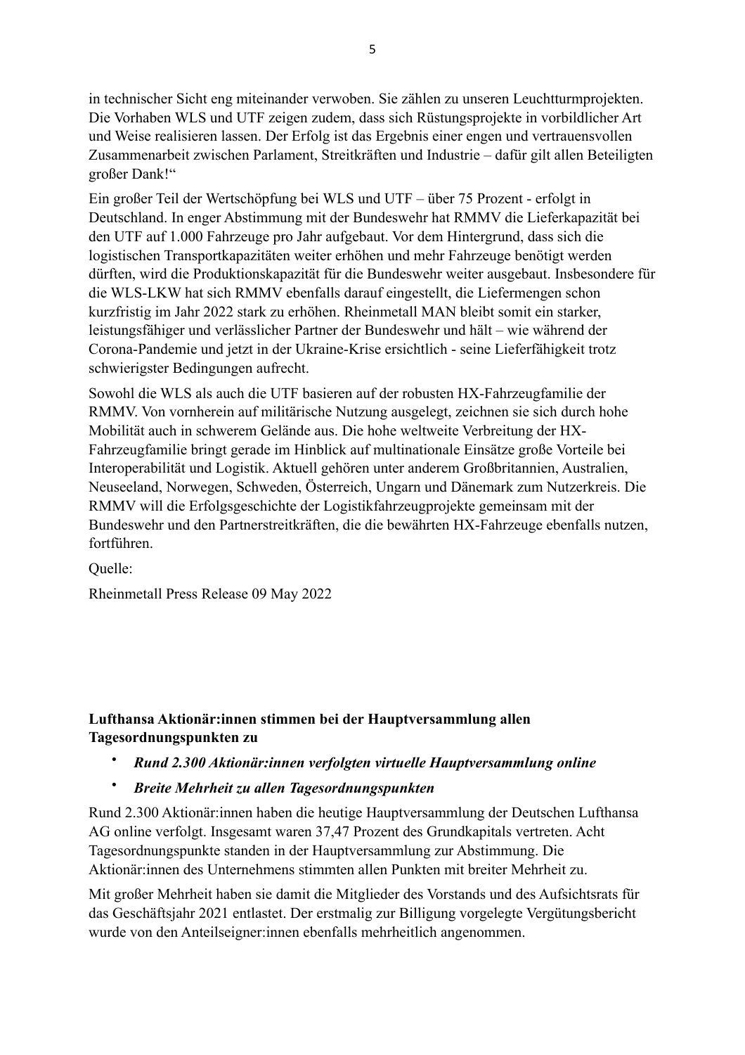in technischer Sicht eng miteinander verwoben. Sie zählen zu unseren Leuchtturmprojekten. Die Vorhaben WLS und UTF zeigen zudem, dass sich Rüstungsprojekte in vorbildlicher Art und Weise realisieren lassen. Der Erfolg ist das Ergebnis einer engen und vertrauensvollen Zusammenarbeit zwischen Parlament, Streitkräften und Industrie – dafür gilt allen Beteiligten großer Dank!"

Ein großer Teil der Wertschöpfung bei WLS und UTF – über 75 Prozent - erfolgt in Deutschland. In enger Abstimmung mit der Bundeswehr hat RMMV die Lieferkapazität bei den UTF auf 1.000 Fahrzeuge pro Jahr aufgebaut. Vor dem Hintergrund, dass sich die logistischen Transportkapazitäten weiter erhöhen und mehr Fahrzeuge benötigt werden dürften, wird die Produktionskapazität für die Bundeswehr weiter ausgebaut. Insbesondere für die WLS-LKW hat sich RMMV ebenfalls darauf eingestellt, die Liefermengen schon kurzfristig im Jahr 2022 stark zu erhöhen. Rheinmetall MAN bleibt somit ein starker, leistungsfähiger und verlässlicher Partner der Bundeswehr und hält – wie während der Corona-Pandemie und jetzt in der Ukraine-Krise ersichtlich - seine Lieferfähigkeit trotz schwierigster Bedingungen aufrecht.

Sowohl die WLS als auch die UTF basieren auf der robusten HX-Fahrzeugfamilie der RMMV. Von vornherein auf militärische Nutzung ausgelegt, zeichnen sie sich durch hohe Mobilität auch in schwerem Gelände aus. Die hohe weltweite Verbreitung der HX-Fahrzeugfamilie bringt gerade im Hinblick auf multinationale Einsätze große Vorteile bei Interoperabilität und Logistik. Aktuell gehören unter anderem Großbritannien, Australien, Neuseeland, Norwegen, Schweden, Österreich, Ungarn und Dänemark zum Nutzerkreis. Die RMMV will die Erfolgsgeschichte der Logistikfahrzeugprojekte gemeinsam mit der Bundeswehr und den Partnerstreitkräften, die die bewährten HX-Fahrzeuge ebenfalls nutzen, fortführen.

Quelle:

Rheinmetall Press Release 09 May 2022

## Lufthansa Aktionär:innen stimmen bei der Hauptversammlung allen Tagesordnungspunkten zu

- ***Rund 2.300 Aktionär:innen verfolgten virtuelle Hauptversammlung online***
- ***Breite Mehrheit zu allen Tagesordnungspunkten***

Rund 2.300 Aktionär:innen haben die heutige Hauptversammlung der Deutschen Lufthansa AG online verfolgt. Insgesamt waren 37,47 Prozent des Grundkapitals vertreten. Acht Tagesordnungspunkte standen in der Hauptversammlung zur Abstimmung. Die Aktionär:innen des Unternehmens stimmten allen Punkten mit breiter Mehrheit zu.

Mit großer Mehrheit haben sie damit die Mitglieder des Vorstands und des Aufsichtsrats für das Geschäftsjahr 2021 entlastet. Der erstmalig zur Billigung vorgelegte Vergütungsbericht wurde von den Anteilseigner:innen ebenfalls mehrheitlich angenommen.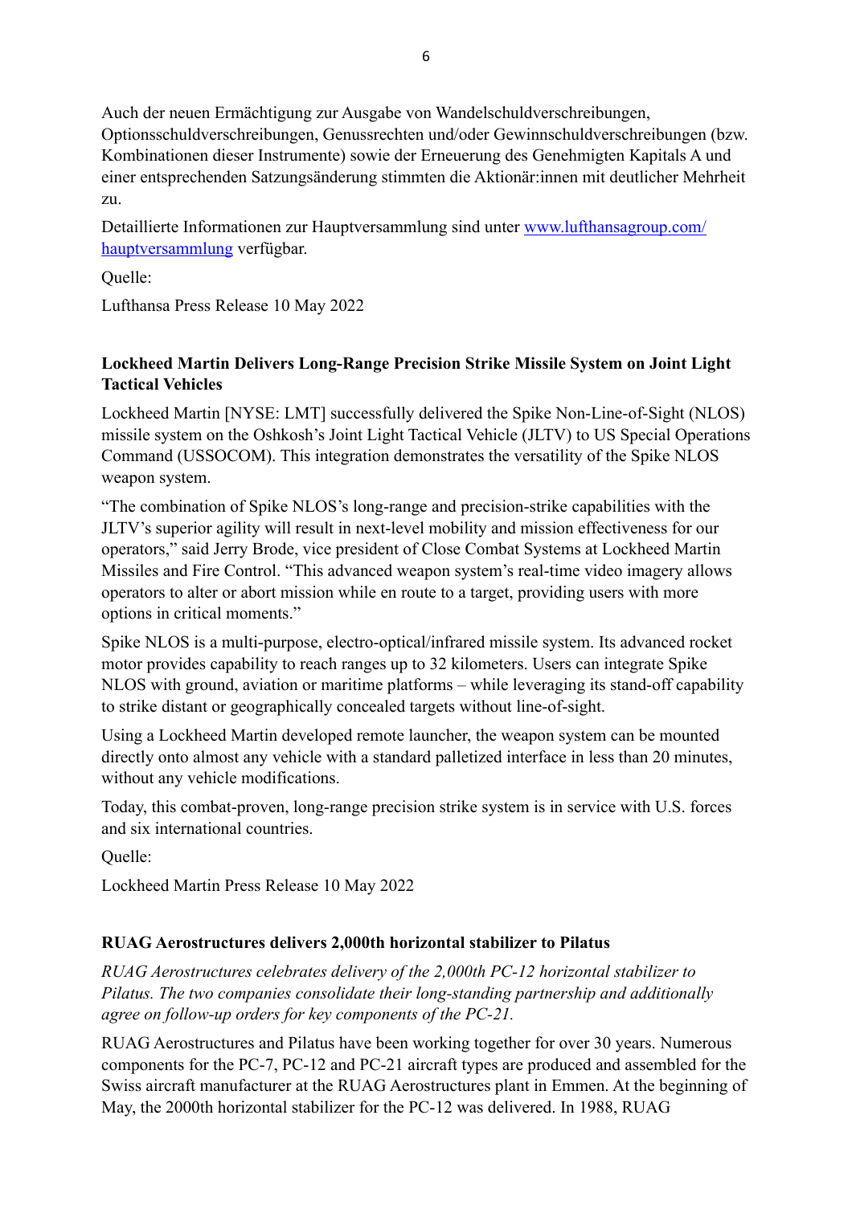Auch der neuen Ermächtigung zur Ausgabe von Wandelschuldverschreibungen, Optionsschuldverschreibungen, Genussrechten und/oder Gewinnschuldverschreibungen (bzw. Kombinationen dieser Instrumente) sowie der Erneuerung des Genehmigten Kapitals A und einer entsprechenden Satzungsänderung stimmten die Aktionär:innen mit deutlicher Mehrheit zu.

Detaillierte Informationen zur Hauptversammlung sind unter [www.lufthansagroup.com/hauptversammlung](http://www.lufthansagroup.com/hauptversammlung) verfügbar.

Quelle:

Lufthansa Press Release 10 May 2022

**Lockheed Martin Delivers Long-Range Precision Strike Missile System on Joint Light Tactical Vehicles**

Lockheed Martin [NYSE: LMT] successfully delivered the Spike Non-Line-of-Sight (NLOS) missile system on the Oshkosh's Joint Light Tactical Vehicle (JLTV) to US Special Operations Command (USSOCOM). This integration demonstrates the versatility of the Spike NLOS weapon system.

"The combination of Spike NLOS's long-range and precision-strike capabilities with the JLTV's superior agility will result in next-level mobility and mission effectiveness for our operators," said Jerry Brode, vice president of Close Combat Systems at Lockheed Martin Missiles and Fire Control. "This advanced weapon system's real-time video imagery allows operators to alter or abort mission while en route to a target, providing users with more options in critical moments."

Spike NLOS is a multi-purpose, electro-optical/infrared missile system. Its advanced rocket motor provides capability to reach ranges up to 32 kilometers. Users can integrate Spike NLOS with ground, aviation or maritime platforms – while leveraging its stand-off capability to strike distant or geographically concealed targets without line-of-sight.

Using a Lockheed Martin developed remote launcher, the weapon system can be mounted directly onto almost any vehicle with a standard palletized interface in less than 20 minutes, without any vehicle modifications.

Today, this combat-proven, long-range precision strike system is in service with U.S. forces and six international countries.

Quelle:

Lockheed Martin Press Release 10 May 2022

**RUAG Aerostructures delivers 2,000th horizontal stabilizer to Pilatus**

*RUAG Aerostructures celebrates delivery of the 2,000th PC-12 horizontal stabilizer to Pilatus. The two companies consolidate their long-standing partnership and additionally agree on follow-up orders for key components of the PC-21.*

RUAG Aerostructures and Pilatus have been working together for over 30 years. Numerous components for the PC-7, PC-12 and PC-21 aircraft types are produced and assembled for the Swiss aircraft manufacturer at the RUAG Aerostructures plant in Emmen. At the beginning of May, the 2000th horizontal stabilizer for the PC-12 was delivered. In 1988, RUAG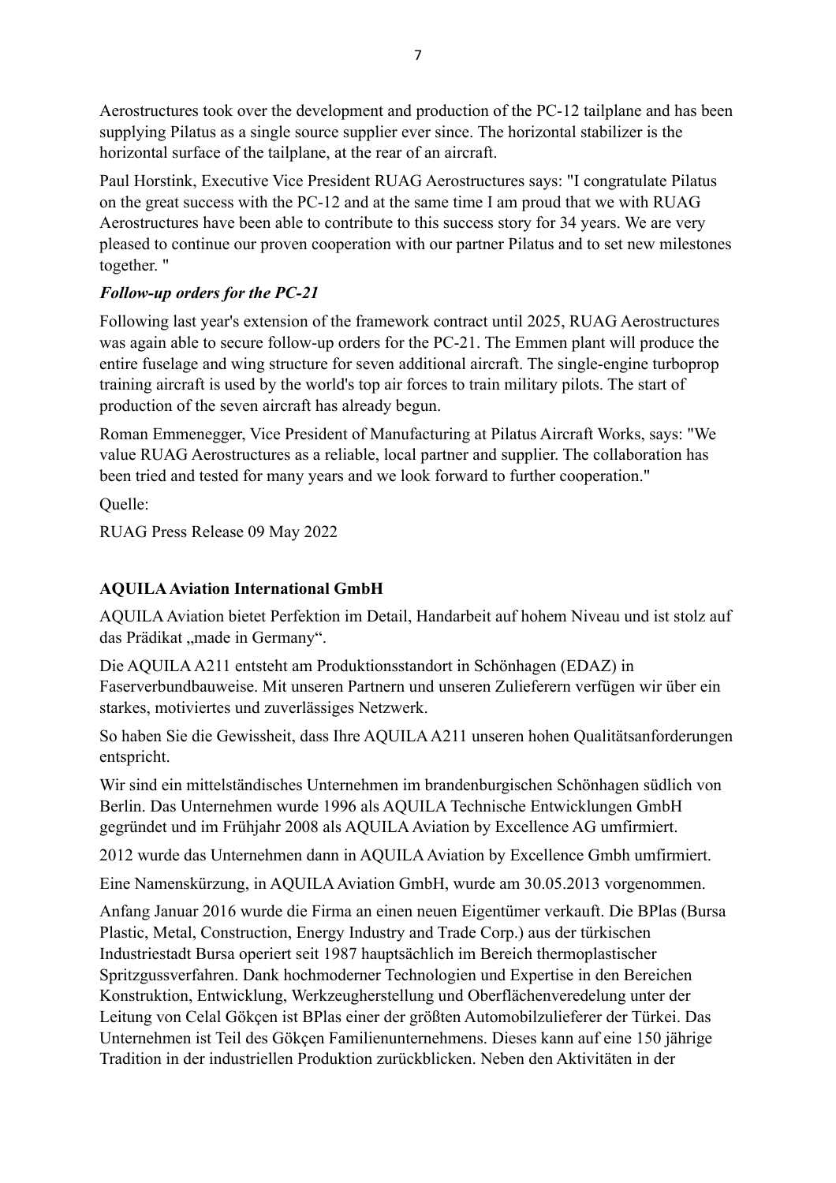Aerostructures took over the development and production of the PC-12 tailplane and has been supplying Pilatus as a single source supplier ever since. The horizontal stabilizer is the horizontal surface of the tailplane, at the rear of an aircraft.

Paul Horstink, Executive Vice President RUAG Aerostructures says: "I congratulate Pilatus on the great success with the PC-12 and at the same time I am proud that we with RUAG Aerostructures have been able to contribute to this success story for 34 years. We are very pleased to continue our proven cooperation with our partner Pilatus and to set new milestones together. "

***Follow-up orders for the PC-21***

Following last year's extension of the framework contract until 2025, RUAG Aerostructures was again able to secure follow-up orders for the PC-21. The Emmen plant will produce the entire fuselage and wing structure for seven additional aircraft. The single-engine turboprop training aircraft is used by the world's top air forces to train military pilots. The start of production of the seven aircraft has already begun.

Roman Emmenegger, Vice President of Manufacturing at Pilatus Aircraft Works, says: "We value RUAG Aerostructures as a reliable, local partner and supplier. The collaboration has been tried and tested for many years and we look forward to further cooperation."

Quelle:

RUAG Press Release 09 May 2022

**AQUILA Aviation International GmbH**

AQUILA Aviation bietet Perfektion im Detail, Handarbeit auf hohem Niveau und ist stolz auf das Prädikat „made in Germany".

Die AQUILA A211 entsteht am Produktionsstandort in Schönhagen (EDAZ) in Faserverbundbauweise. Mit unseren Partnern und unseren Zulieferern verfügen wir über ein starkes, motiviertes und zuverlässiges Netzwerk.

So haben Sie die Gewissheit, dass Ihre AQUILA A211 unseren hohen Qualitätsanforderungen entspricht.

Wir sind ein mittelständisches Unternehmen im brandenburgischen Schönhagen südlich von Berlin. Das Unternehmen wurde 1996 als AQUILA Technische Entwicklungen GmbH gegründet und im Frühjahr 2008 als AQUILA Aviation by Excellence AG umfirmiert.

2012 wurde das Unternehmen dann in AQUILA Aviation by Excellence Gmbh umfirmiert.

Eine Namenskürzung, in AQUILA Aviation GmbH, wurde am 30.05.2013 vorgenommen.

Anfang Januar 2016 wurde die Firma an einen neuen Eigentümer verkauft. Die BPlas (Bursa Plastic, Metal, Construction, Energy Industry and Trade Corp.) aus der türkischen Industriestadt Bursa operiert seit 1987 hauptsächlich im Bereich thermoplastischer Spritzgussverfahren. Dank hochmoderner Technologien und Expertise in den Bereichen Konstruktion, Entwicklung, Werkzeugherstellung und Oberflächenveredelung unter der Leitung von Celal Gökçen ist BPlas einer der größten Automobilzulieferer der Türkei. Das Unternehmen ist Teil des Gökçen Familienunternehmens. Dieses kann auf eine 150 jährige Tradition in der industriellen Produktion zurückblicken. Neben den Aktivitäten in der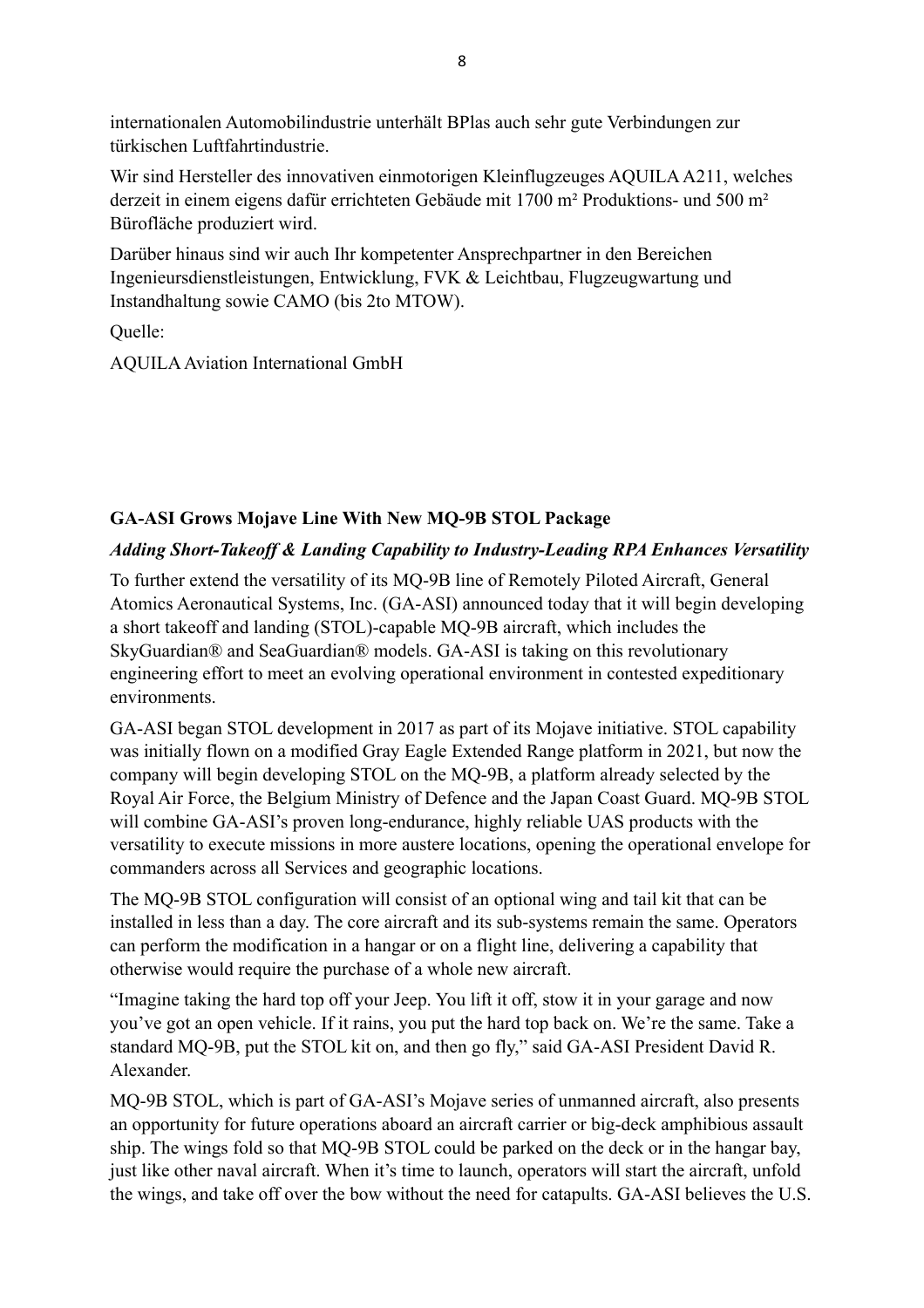internationalen Automobilindustrie unterhält BPlas auch sehr gute Verbindungen zur türkischen Luftfahrtindustrie.

Wir sind Hersteller des innovativen einmotorigen Kleinflugzeuges AQUILA A211, welches derzeit in einem eigens dafür errichteten Gebäude mit 1700 m² Produktions- und 500 m² Bürofläche produziert wird.

Darüber hinaus sind wir auch Ihr kompetenter Ansprechpartner in den Bereichen Ingenieursdienstleistungen, Entwicklung, FVK & Leichtbau, Flugzeugwartung und Instandhaltung sowie CAMO (bis 2to MTOW).

Quelle:

AQUILA Aviation International GmbH

**GA-ASI Grows Mojave Line With New MQ-9B STOL Package**

***Adding Short-Takeoff & Landing Capability to Industry-Leading RPA Enhances Versatility***

To further extend the versatility of its MQ-9B line of Remotely Piloted Aircraft, General Atomics Aeronautical Systems, Inc. (GA-ASI) announced today that it will begin developing a short takeoff and landing (STOL)-capable MQ-9B aircraft, which includes the SkyGuardian® and SeaGuardian® models. GA-ASI is taking on this revolutionary engineering effort to meet an evolving operational environment in contested expeditionary environments.

GA-ASI began STOL development in 2017 as part of its Mojave initiative. STOL capability was initially flown on a modified Gray Eagle Extended Range platform in 2021, but now the company will begin developing STOL on the MQ-9B, a platform already selected by the Royal Air Force, the Belgium Ministry of Defence and the Japan Coast Guard. MQ-9B STOL will combine GA-ASI's proven long-endurance, highly reliable UAS products with the versatility to execute missions in more austere locations, opening the operational envelope for commanders across all Services and geographic locations.

The MQ-9B STOL configuration will consist of an optional wing and tail kit that can be installed in less than a day. The core aircraft and its sub-systems remain the same. Operators can perform the modification in a hangar or on a flight line, delivering a capability that otherwise would require the purchase of a whole new aircraft.

"Imagine taking the hard top off your Jeep. You lift it off, stow it in your garage and now you've got an open vehicle. If it rains, you put the hard top back on. We're the same. Take a standard MQ-9B, put the STOL kit on, and then go fly," said GA-ASI President David R. Alexander.

MQ-9B STOL, which is part of GA-ASI's Mojave series of unmanned aircraft, also presents an opportunity for future operations aboard an aircraft carrier or big-deck amphibious assault ship. The wings fold so that MQ-9B STOL could be parked on the deck or in the hangar bay, just like other naval aircraft. When it's time to launch, operators will start the aircraft, unfold the wings, and take off over the bow without the need for catapults. GA-ASI believes the U.S.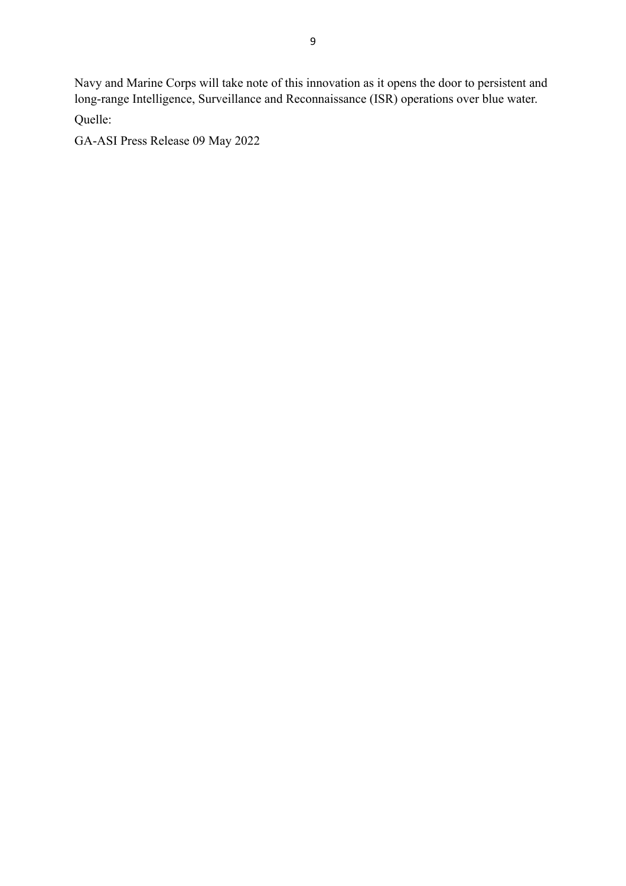Navy and Marine Corps will take note of this innovation as it opens the door to persistent and long-range Intelligence, Surveillance and Reconnaissance (ISR) operations over blue water.

Quelle:

GA-ASI Press Release 09 May 2022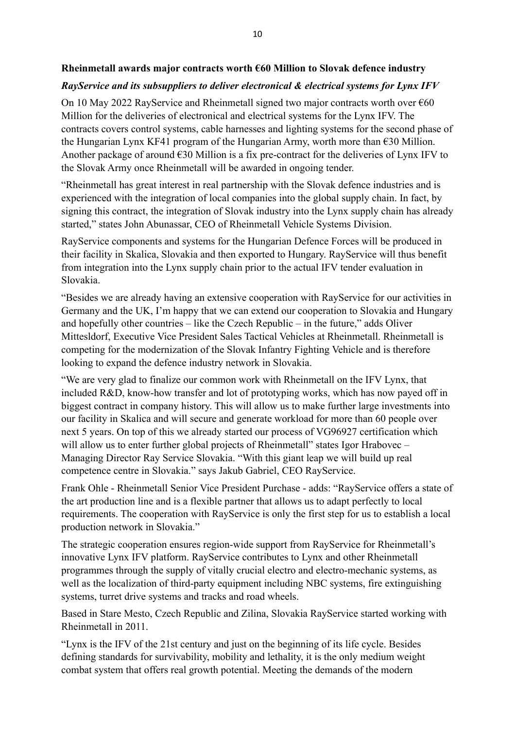**Rheinmetall awards major contracts worth €60 Million to Slovak defence industry**

***RayService and its subsuppliers to deliver electronical & electrical systems for Lynx IFV***

On 10 May 2022 RayService and Rheinmetall signed two major contracts worth over €60 Million for the deliveries of electronical and electrical systems for the Lynx IFV. The contracts covers control systems, cable harnesses and lighting systems for the second phase of the Hungarian Lynx KF41 program of the Hungarian Army, worth more than €30 Million. Another package of around €30 Million is a fix pre-contract for the deliveries of Lynx IFV to the Slovak Army once Rheinmetall will be awarded in ongoing tender.

"Rheinmetall has great interest in real partnership with the Slovak defence industries and is experienced with the integration of local companies into the global supply chain. In fact, by signing this contract, the integration of Slovak industry into the Lynx supply chain has already started," states John Abunassar, CEO of Rheinmetall Vehicle Systems Division.

RayService components and systems for the Hungarian Defence Forces will be produced in their facility in Skalica, Slovakia and then exported to Hungary. RayService will thus benefit from integration into the Lynx supply chain prior to the actual IFV tender evaluation in Slovakia.

"Besides we are already having an extensive cooperation with RayService for our activities in Germany and the UK, I'm happy that we can extend our cooperation to Slovakia and Hungary and hopefully other countries – like the Czech Republic – in the future," adds Oliver Mittesldorf, Executive Vice President Sales Tactical Vehicles at Rheinmetall. Rheinmetall is competing for the modernization of the Slovak Infantry Fighting Vehicle and is therefore looking to expand the defence industry network in Slovakia.

"We are very glad to finalize our common work with Rheinmetall on the IFV Lynx, that included R&D, know-how transfer and lot of prototyping works, which has now payed off in biggest contract in company history. This will allow us to make further large investments into our facility in Skalica and will secure and generate workload for more than 60 people over next 5 years. On top of this we already started our process of VG96927 certification which will allow us to enter further global projects of Rheinmetall" states Igor Hrabovec – Managing Director Ray Service Slovakia. "With this giant leap we will build up real competence centre in Slovakia." says Jakub Gabriel, CEO RayService.

Frank Ohle - Rheinmetall Senior Vice President Purchase - adds: "RayService offers a state of the art production line and is a flexible partner that allows us to adapt perfectly to local requirements. The cooperation with RayService is only the first step for us to establish a local production network in Slovakia."

The strategic cooperation ensures region-wide support from RayService for Rheinmetall's innovative Lynx IFV platform. RayService contributes to Lynx and other Rheinmetall programmes through the supply of vitally crucial electro and electro-mechanic systems, as well as the localization of third-party equipment including NBC systems, fire extinguishing systems, turret drive systems and tracks and road wheels.

Based in Stare Mesto, Czech Republic and Zilina, Slovakia RayService started working with Rheinmetall in 2011.

"Lynx is the IFV of the 21st century and just on the beginning of its life cycle. Besides defining standards for survivability, mobility and lethality, it is the only medium weight combat system that offers real growth potential. Meeting the demands of the modern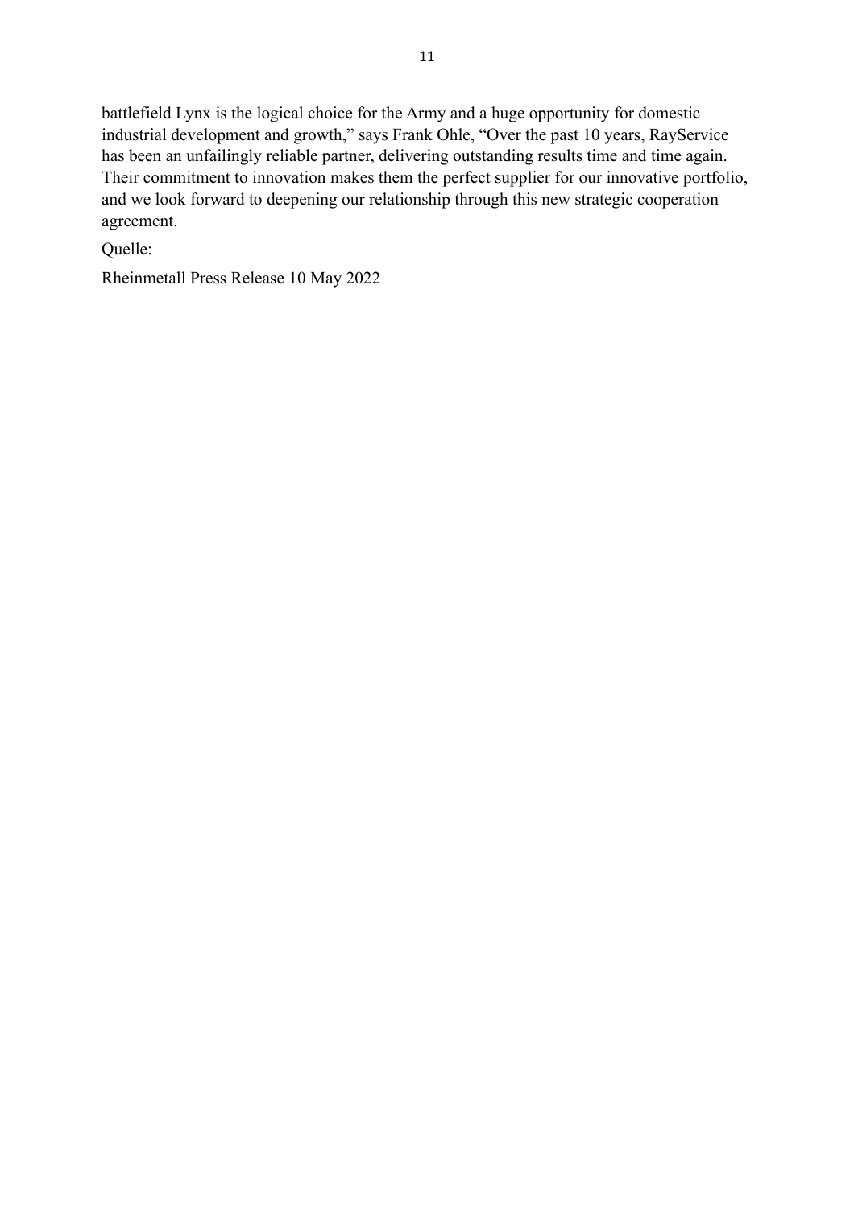battlefield Lynx is the logical choice for the Army and a huge opportunity for domestic industrial development and growth," says Frank Ohle, "Over the past 10 years, RayService has been an unfailingly reliable partner, delivering outstanding results time and time again. Their commitment to innovation makes them the perfect supplier for our innovative portfolio, and we look forward to deepening our relationship through this new strategic cooperation agreement.

Quelle:

Rheinmetall Press Release 10 May 2022